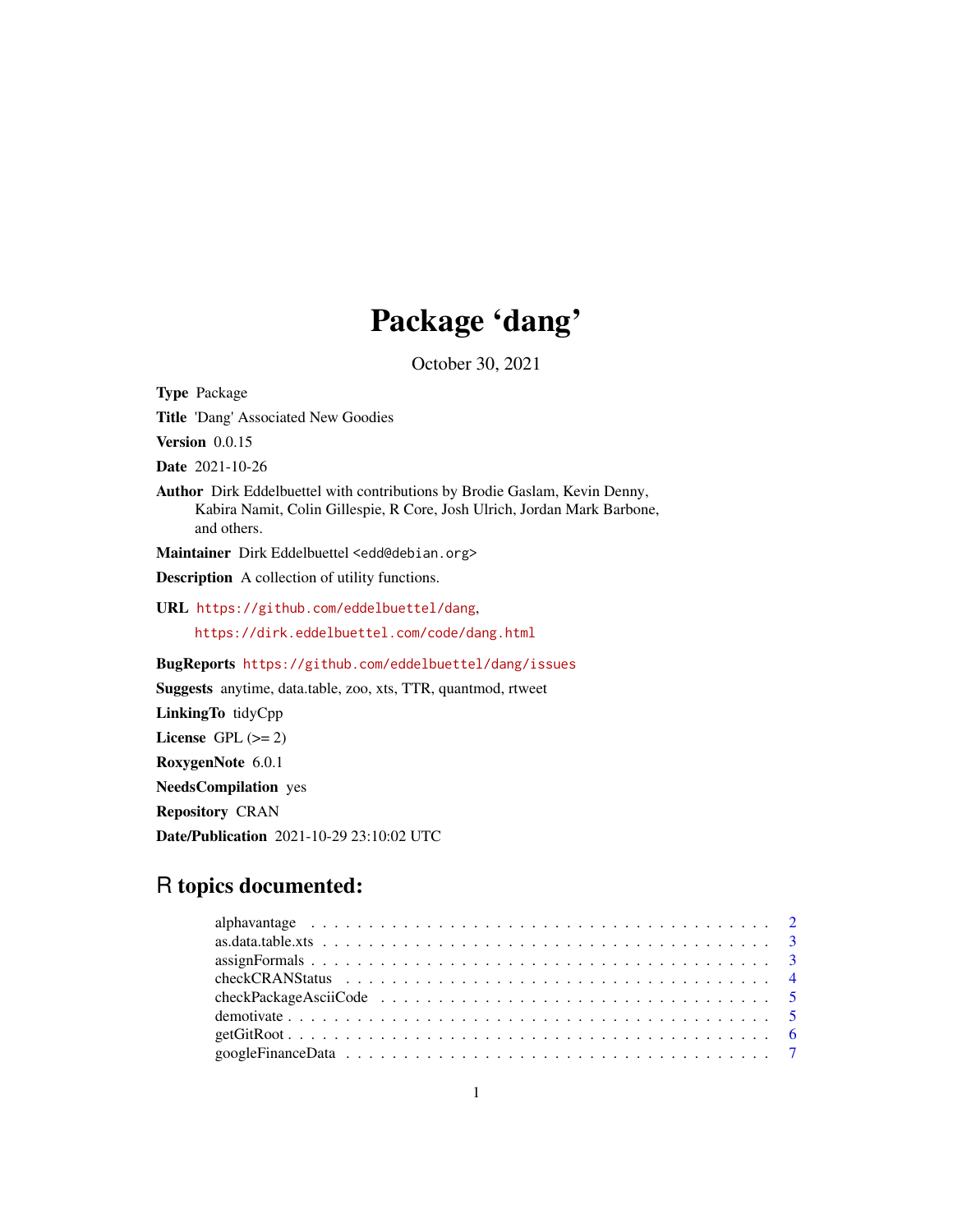# Package 'dang'

October 30, 2021

**Type** Package

**Title** 'Dang' Associated New Goodies

**Version** 0.0.15

**Date** 2021-10-26

**Author** Dirk Eddelbuettel with contributions by Brodie Gaslam, Kevin Denny, Kabira Namit, Colin Gillespie, R Core, Josh Ulrich, Jordan Mark Barbone, and others.

**Maintainer** Dirk Eddelbuettel <edd@debian.org>

**Description** A collection of utility functions.

**URL** https://github.com/eddelbuettel/dang, https://dirk.eddelbuettel.com/code/dang.html

**BugReports** https://github.com/eddelbuettel/dang/issues

**Suggests** anytime, data.table, zoo, xts, TTR, quantmod, rtweet

**LinkingTo** tidyCpp

**License** GPL (>= 2)

**RoxygenNote** 6.0.1

**NeedsCompilation** yes

**Repository** CRAN

**Date/Publication** 2021-10-29 23:10:02 UTC

## R topics documented:

| | |
|---|---|
| alphavantage | 2 |
| as.data.table.xts | 3 |
| assignFormals | 3 |
| checkCRANStatus | 4 |
| checkPackageAsciiCode | 5 |
| demotivate | 5 |
| getGitRoot | 6 |
| googleFinanceData | 7 |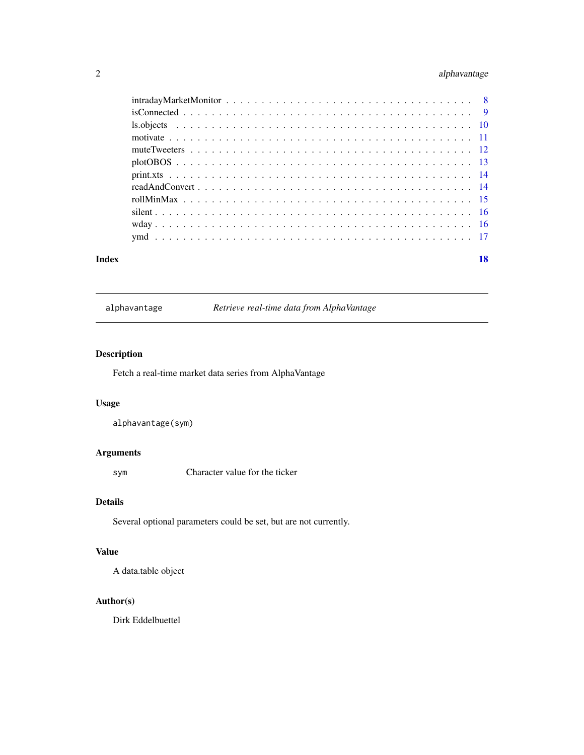intradayMarketMonitor . . . . . . . . . . . . . . . . . . . . . . . . . . . . . . . . . 8
isConnected . . . . . . . . . . . . . . . . . . . . . . . . . . . . . . . . . . . . . . 9
ls.objects . . . . . . . . . . . . . . . . . . . . . . . . . . . . . . . . . . . . . . 10
motivate . . . . . . . . . . . . . . . . . . . . . . . . . . . . . . . . . . . . . . . 11
muteTweeters . . . . . . . . . . . . . . . . . . . . . . . . . . . . . . . . . . . . 12
plotOBOS . . . . . . . . . . . . . . . . . . . . . . . . . . . . . . . . . . . . . . 13
print.xts . . . . . . . . . . . . . . . . . . . . . . . . . . . . . . . . . . . . . . 14
readAndConvert . . . . . . . . . . . . . . . . . . . . . . . . . . . . . . . . . . . 14
rollMinMax . . . . . . . . . . . . . . . . . . . . . . . . . . . . . . . . . . . . . 15
silent . . . . . . . . . . . . . . . . . . . . . . . . . . . . . . . . . . . . . . . 16
wday . . . . . . . . . . . . . . . . . . . . . . . . . . . . . . . . . . . . . . . . 16
ymd . . . . . . . . . . . . . . . . . . . . . . . . . . . . . . . . . . . . . . . . 17

**Index** **18**

---

## alphavantage — *Retrieve real-time data from AlphaVantage*

### Description

Fetch a real-time market data series from AlphaVantage

### Usage

```
alphavantage(sym)
```

### Arguments

| | |
|---|---|
| `sym` | Character value for the ticker |

### Details

Several optional parameters could be set, but are not currently.

### Value

A data.table object

### Author(s)

Dirk Eddelbuettel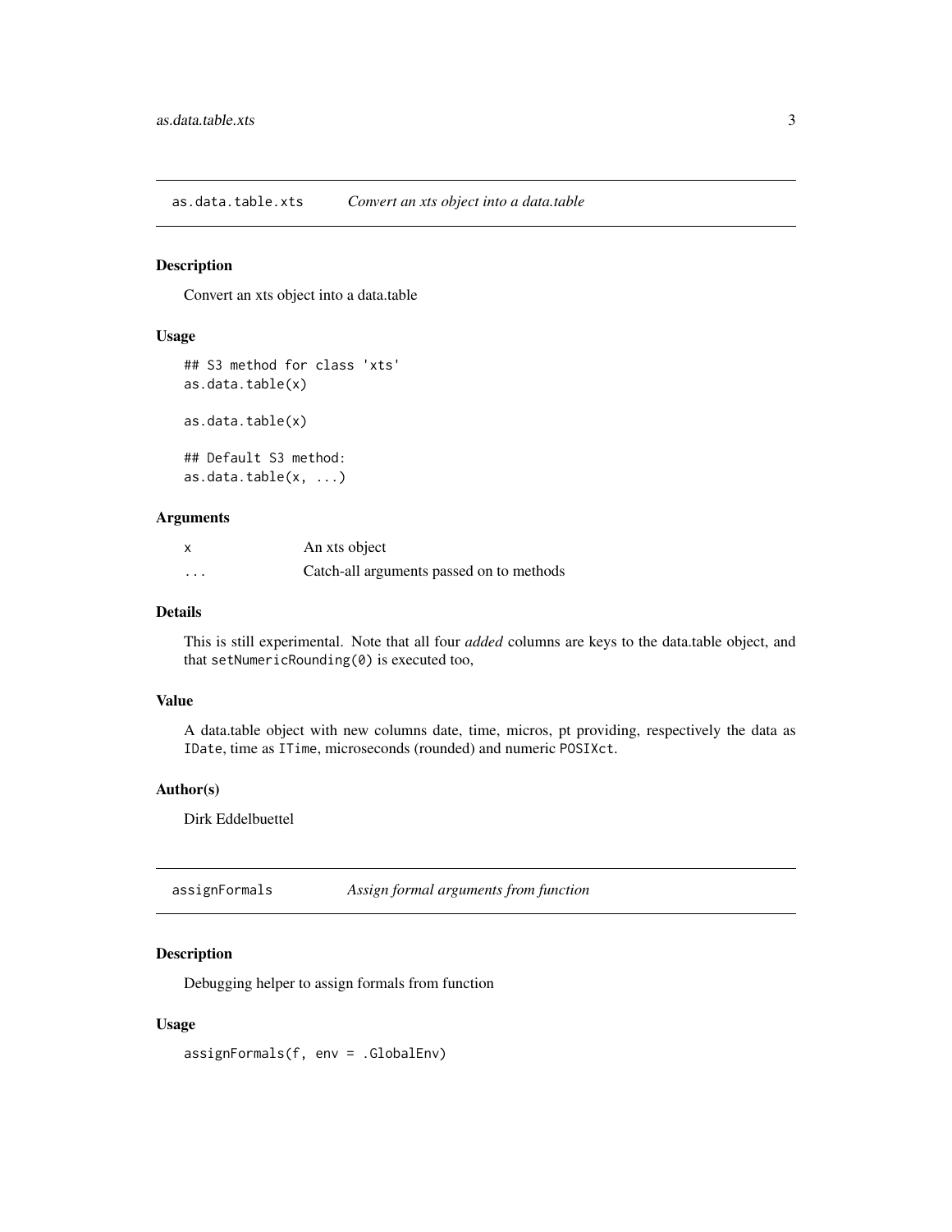## as.data.table.xts — *Convert an xts object into a data.table*

### Description

Convert an xts object into a data.table

### Usage

```
## S3 method for class 'xts'
as.data.table(x)

as.data.table(x)

## Default S3 method:
as.data.table(x, ...)
```

### Arguments

| | |
|---|---|
| x | An xts object |
| ... | Catch-all arguments passed on to methods |

### Details

This is still experimental. Note that all four *added* columns are keys to the data.table object, and that `setNumericRounding(0)` is executed too,

### Value

A data.table object with new columns date, time, micros, pt providing, respectively the data as `IDate`, time as `ITime`, microseconds (rounded) and numeric `POSIXct`.

### Author(s)

Dirk Eddelbuettel

## assignFormals — *Assign formal arguments from function*

### Description

Debugging helper to assign formals from function

### Usage

```
assignFormals(f, env = .GlobalEnv)
```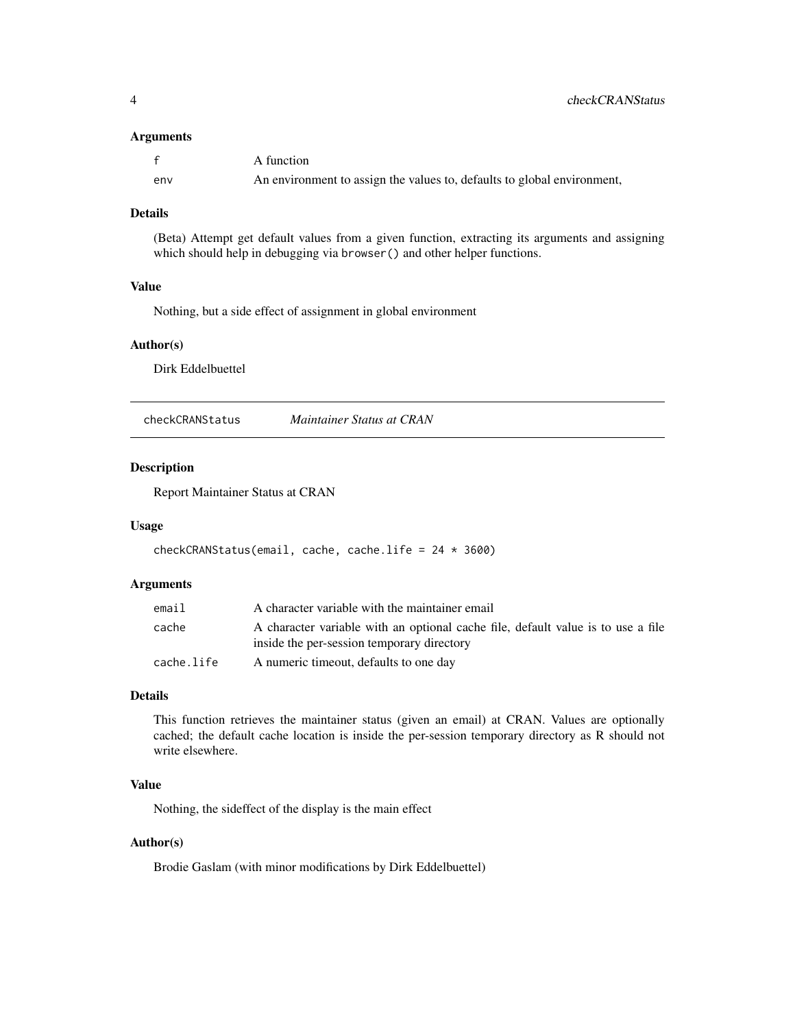### Arguments

| | |
|---|---|
| `f` | A function |
| `env` | An environment to assign the values to, defaults to global environment, |

### Details

(Beta) Attempt get default values from a given function, extracting its arguments and assigning which should help in debugging via `browser()` and other helper functions.

### Value

Nothing, but a side effect of assignment in global environment

### Author(s)

Dirk Eddelbuettel

---

## checkCRANStatus — *Maintainer Status at CRAN*

---

### Description

Report Maintainer Status at CRAN

### Usage

```
checkCRANStatus(email, cache, cache.life = 24 * 3600)
```

### Arguments

| | |
|---|---|
| `email` | A character variable with the maintainer email |
| `cache` | A character variable with an optional cache file, default value is to use a file inside the per-session temporary directory |
| `cache.life` | A numeric timeout, defaults to one day |

### Details

This function retrieves the maintainer status (given an email) at CRAN. Values are optionally cached; the default cache location is inside the per-session temporary directory as R should not write elsewhere.

### Value

Nothing, the sideffect of the display is the main effect

### Author(s)

Brodie Gaslam (with minor modifications by Dirk Eddelbuettel)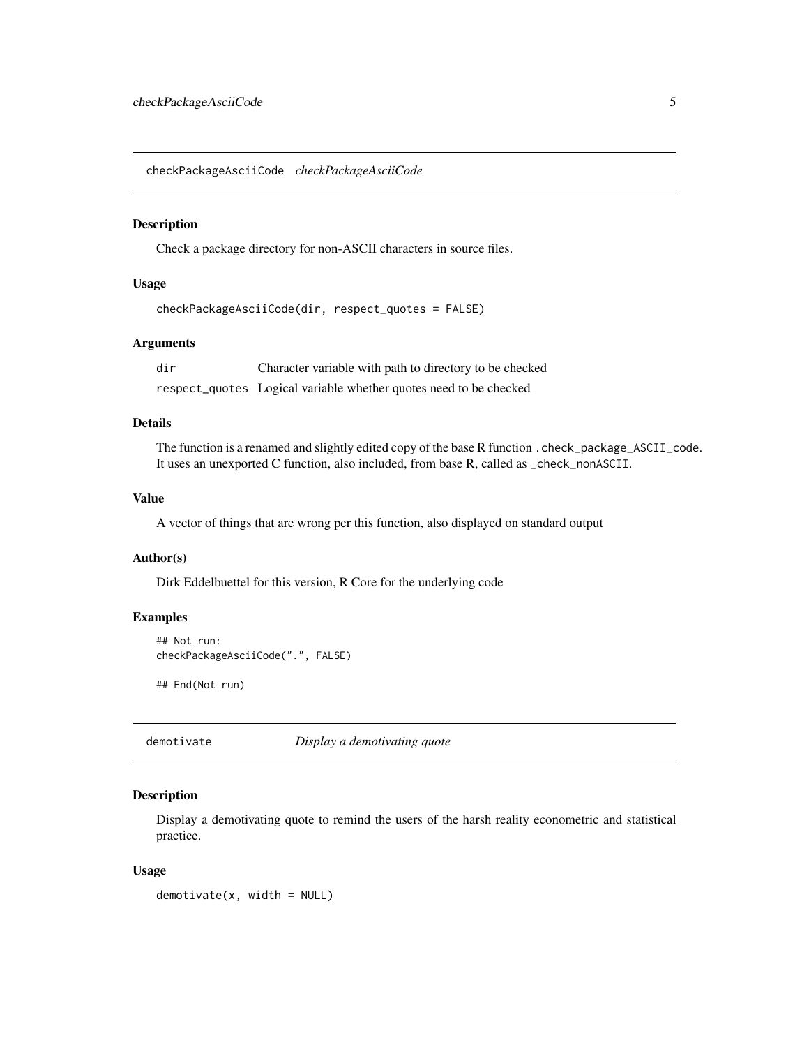## checkPackageAsciiCode *checkPackageAsciiCode*

### Description

Check a package directory for non-ASCII characters in source files.

### Usage

```
checkPackageAsciiCode(dir, respect_quotes = FALSE)
```

### Arguments

| | |
|---|---|
| `dir` | Character variable with path to directory to be checked |
| `respect_quotes` | Logical variable whether quotes need to be checked |

### Details

The function is a renamed and slightly edited copy of the base R function `.check_package_ASCII_code`. It uses an unexported C function, also included, from base R, called as `_check_nonASCII`.

### Value

A vector of things that are wrong per this function, also displayed on standard output

### Author(s)

Dirk Eddelbuettel for this version, R Core for the underlying code

### Examples

```
## Not run:
checkPackageAsciiCode(".", FALSE)

## End(Not run)
```

## demotivate *Display a demotivating quote*

### Description

Display a demotivating quote to remind the users of the harsh reality econometric and statistical practice.

### Usage

```
demotivate(x, width = NULL)
```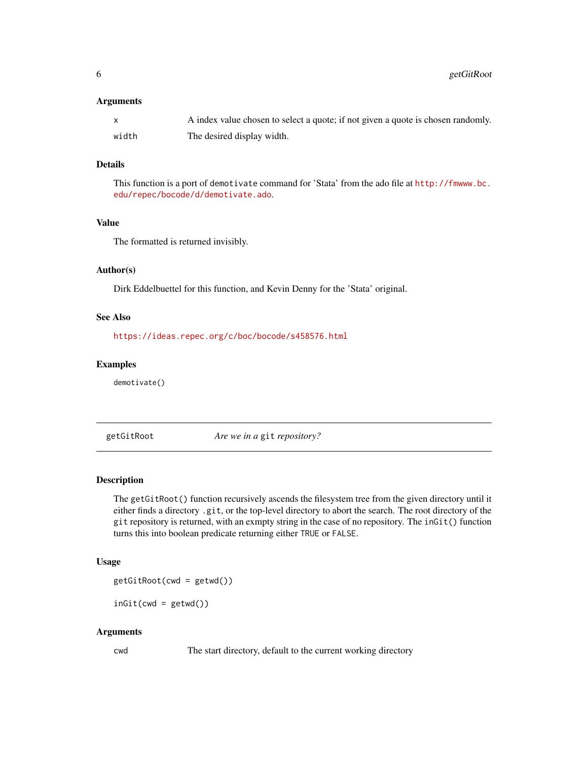### Arguments

| | |
|---|---|
| `x` | A index value chosen to select a quote; if not given a quote is chosen randomly. |
| `width` | The desired display width. |

### Details

This function is a port of `demotivate` command for 'Stata' from the ado file at http://fmwww.bc.edu/repec/bocode/d/demotivate.ado.

### Value

The formatted is returned invisibly.

### Author(s)

Dirk Eddelbuettel for this function, and Kevin Denny for the 'Stata' original.

### See Also

https://ideas.repec.org/c/boc/bocode/s458576.html

### Examples

```
demotivate()
```

---

## getGitRoot — *Are we in a `git` repository?*

---

### Description

The `getGitRoot()` function recursively ascends the filesystem tree from the given directory until it either finds a directory `.git`, or the top-level directory to abort the search. The root directory of the `git` repository is returned, with an exmpty string in the case of no repository. The `inGit()` function turns this into boolean predicate returning either `TRUE` or `FALSE`.

### Usage

```
getGitRoot(cwd = getwd())

inGit(cwd = getwd())
```

### Arguments

| | |
|---|---|
| `cwd` | The start directory, default to the current working directory |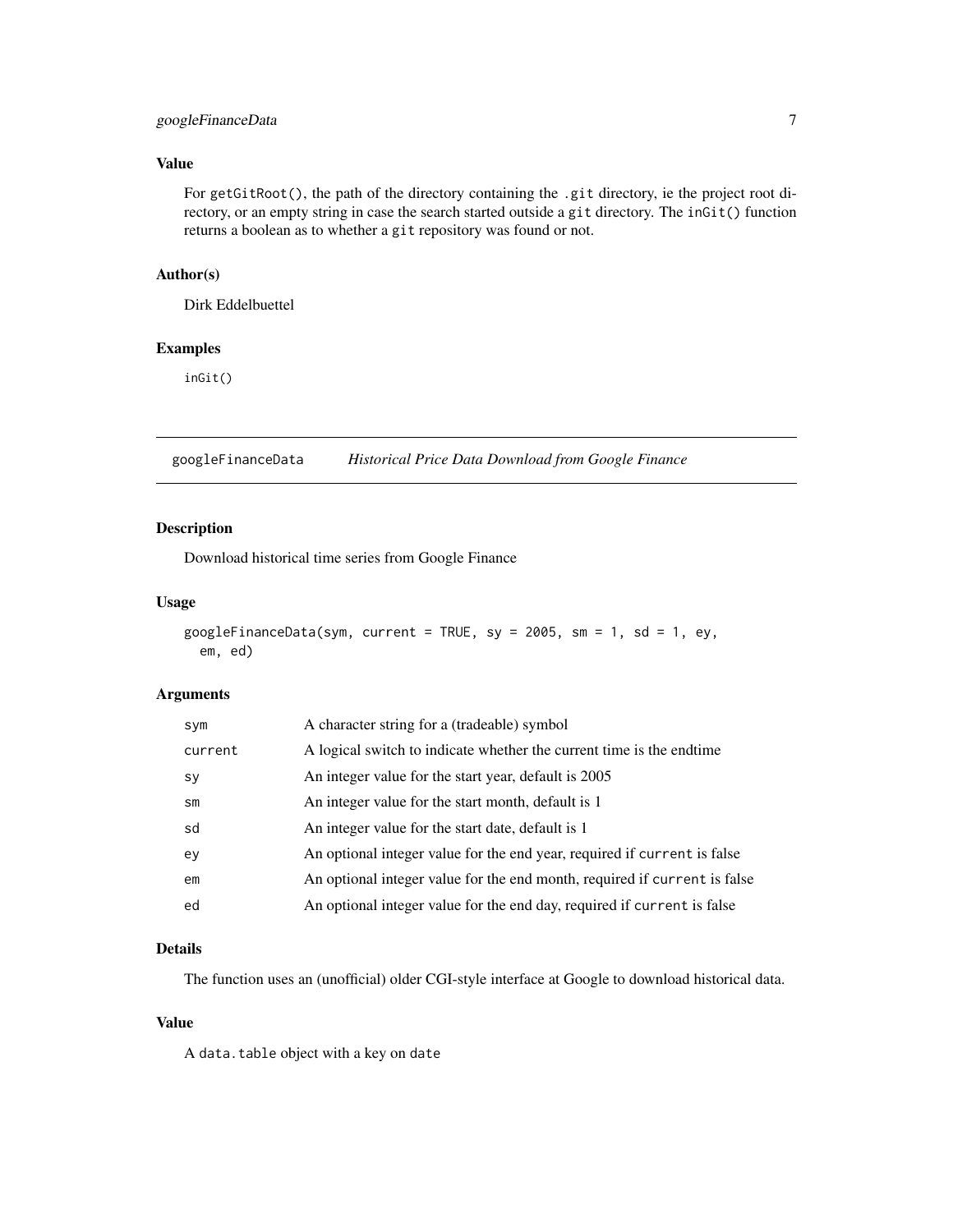### Value

For `getGitRoot()`, the path of the directory containing the `.git` directory, ie the project root directory, or an empty string in case the search started outside a `git` directory. The `inGit()` function returns a boolean as to whether a `git` repository was found or not.

### Author(s)

Dirk Eddelbuettel

### Examples

```
inGit()
```

---

## googleFinanceData    *Historical Price Data Download from Google Finance*

---

### Description

Download historical time series from Google Finance

### Usage

```
googleFinanceData(sym, current = TRUE, sy = 2005, sm = 1, sd = 1, ey,
  em, ed)
```

### Arguments

| | |
|---|---|
| `sym` | A character string for a (tradeable) symbol |
| `current` | A logical switch to indicate whether the current time is the endtime |
| `sy` | An integer value for the start year, default is 2005 |
| `sm` | An integer value for the start month, default is 1 |
| `sd` | An integer value for the start date, default is 1 |
| `ey` | An optional integer value for the end year, required if `current` is false |
| `em` | An optional integer value for the end month, required if `current` is false |
| `ed` | An optional integer value for the end day, required if `current` is false |

### Details

The function uses an (unofficial) older CGI-style interface at Google to download historical data.

### Value

A `data.table` object with a key on `date`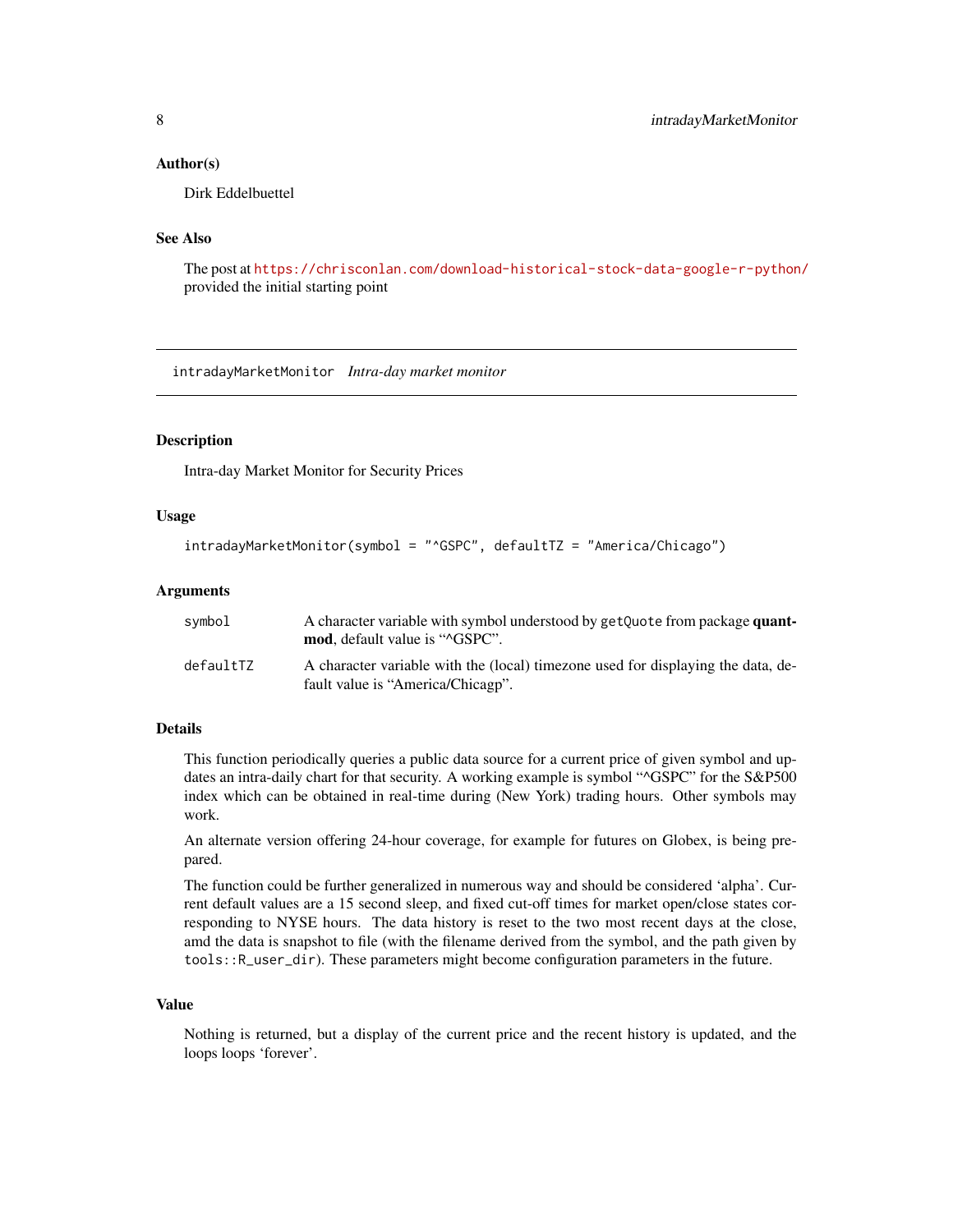### Author(s)

Dirk Eddelbuettel

### See Also

The post at https://chrisconlan.com/download-historical-stock-data-google-r-python/ provided the initial starting point

---

## intradayMarketMonitor *Intra-day market monitor*

---

### Description

Intra-day Market Monitor for Security Prices

### Usage

```
intradayMarketMonitor(symbol = "^GSPC", defaultTZ = "America/Chicago")
```

### Arguments

| | |
|---|---|
| `symbol` | A character variable with symbol understood by `getQuote` from package **quantmod**, default value is “^GSPC”. |
| `defaultTZ` | A character variable with the (local) timezone used for displaying the data, default value is “America/Chicagp”. |

### Details

This function periodically queries a public data source for a current price of given symbol and updates an intra-daily chart for that security. A working example is symbol “^GSPC” for the S&P500 index which can be obtained in real-time during (New York) trading hours. Other symbols may work.

An alternate version offering 24-hour coverage, for example for futures on Globex, is being prepared.

The function could be further generalized in numerous way and should be considered ‘alpha’. Current default values are a 15 second sleep, and fixed cut-off times for market open/close states corresponding to NYSE hours. The data history is reset to the two most recent days at the close, amd the data is snapshot to file (with the filename derived from the symbol, and the path given by `tools::R_user_dir`). These parameters might become configuration parameters in the future.

### Value

Nothing is returned, but a display of the current price and the recent history is updated, and the loops loops ‘forever’.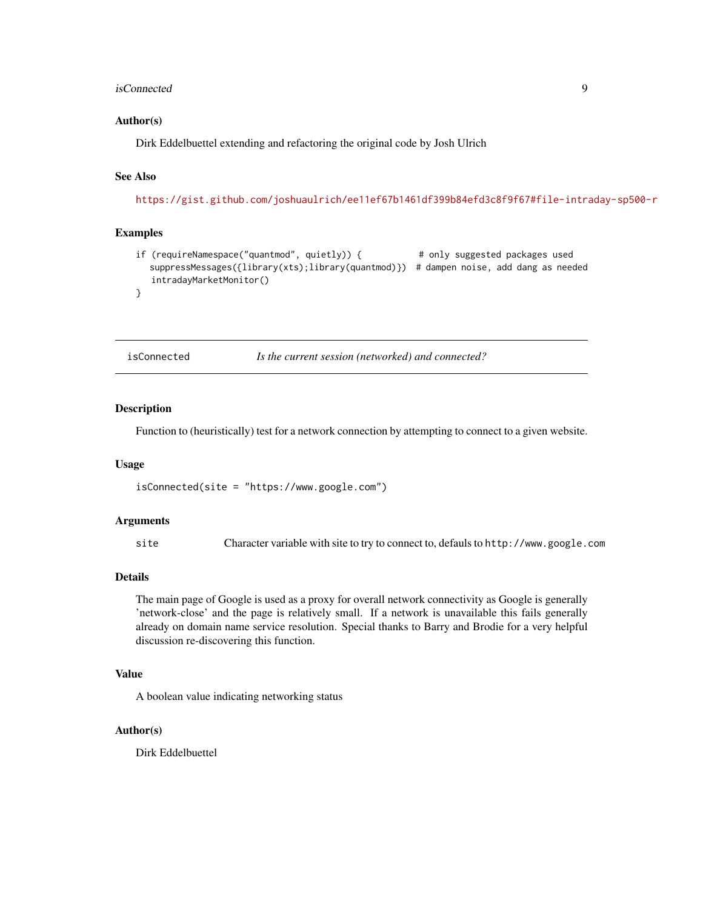### Author(s)

Dirk Eddelbuettel extending and refactoring the original code by Josh Ulrich

### See Also

https://gist.github.com/joshuaulrich/ee11ef67b1461df399b84efd3c8f9f67#file-intraday-sp500-r

### Examples

```
if (requireNamespace("quantmod", quietly)) {           # only suggested packages used
   suppressMessages({library(xts);library(quantmod)})  # dampen noise, add dang as needed
   intradayMarketMonitor()
}
```

---

## isConnected — *Is the current session (networked) and connected?*

---

### Description

Function to (heuristically) test for a network connection by attempting to connect to a given website.

### Usage

```
isConnected(site = "https://www.google.com")
```

### Arguments

| | |
|---|---|
| site | Character variable with site to try to connect to, defauls to `http://www.google.com` |

### Details

The main page of Google is used as a proxy for overall network connectivity as Google is generally 'network-close' and the page is relatively small. If a network is unavailable this fails generally already on domain name service resolution. Special thanks to Barry and Brodie for a very helpful discussion re-discovering this function.

### Value

A boolean value indicating networking status

### Author(s)

Dirk Eddelbuettel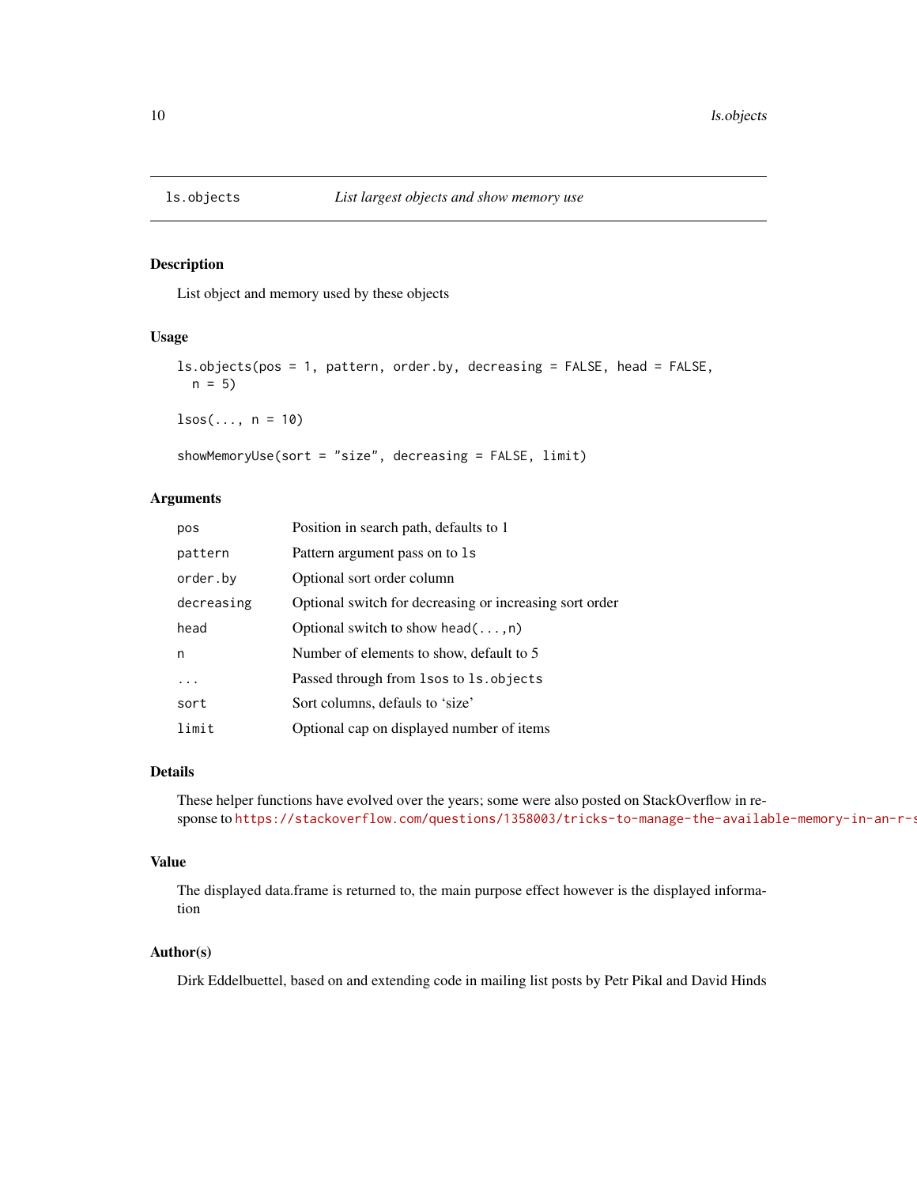# ls.objects — *List largest objects and show memory use*

## Description

List object and memory used by these objects

## Usage

```
ls.objects(pos = 1, pattern, order.by, decreasing = FALSE, head = FALSE,
  n = 5)

lsos(..., n = 10)

showMemoryUse(sort = "size", decreasing = FALSE, limit)
```

## Arguments

| | |
|---|---|
| `pos` | Position in search path, defaults to 1 |
| `pattern` | Pattern argument pass on to `ls` |
| `order.by` | Optional sort order column |
| `decreasing` | Optional switch for decreasing or increasing sort order |
| `head` | Optional switch to show `head(...,n)` |
| `n` | Number of elements to show, default to 5 |
| `...` | Passed through from `lsos` to `ls.objects` |
| `sort` | Sort columns, defauls to 'size' |
| `limit` | Optional cap on displayed number of items |

## Details

These helper functions have evolved over the years; some were also posted on StackOverflow in response to https://stackoverflow.com/questions/1358003/tricks-to-manage-the-available-memory-in-an-r-s

## Value

The displayed data.frame is returned to, the main purpose effect however is the displayed information

## Author(s)

Dirk Eddelbuettel, based on and extending code in mailing list posts by Petr Pikal and David Hinds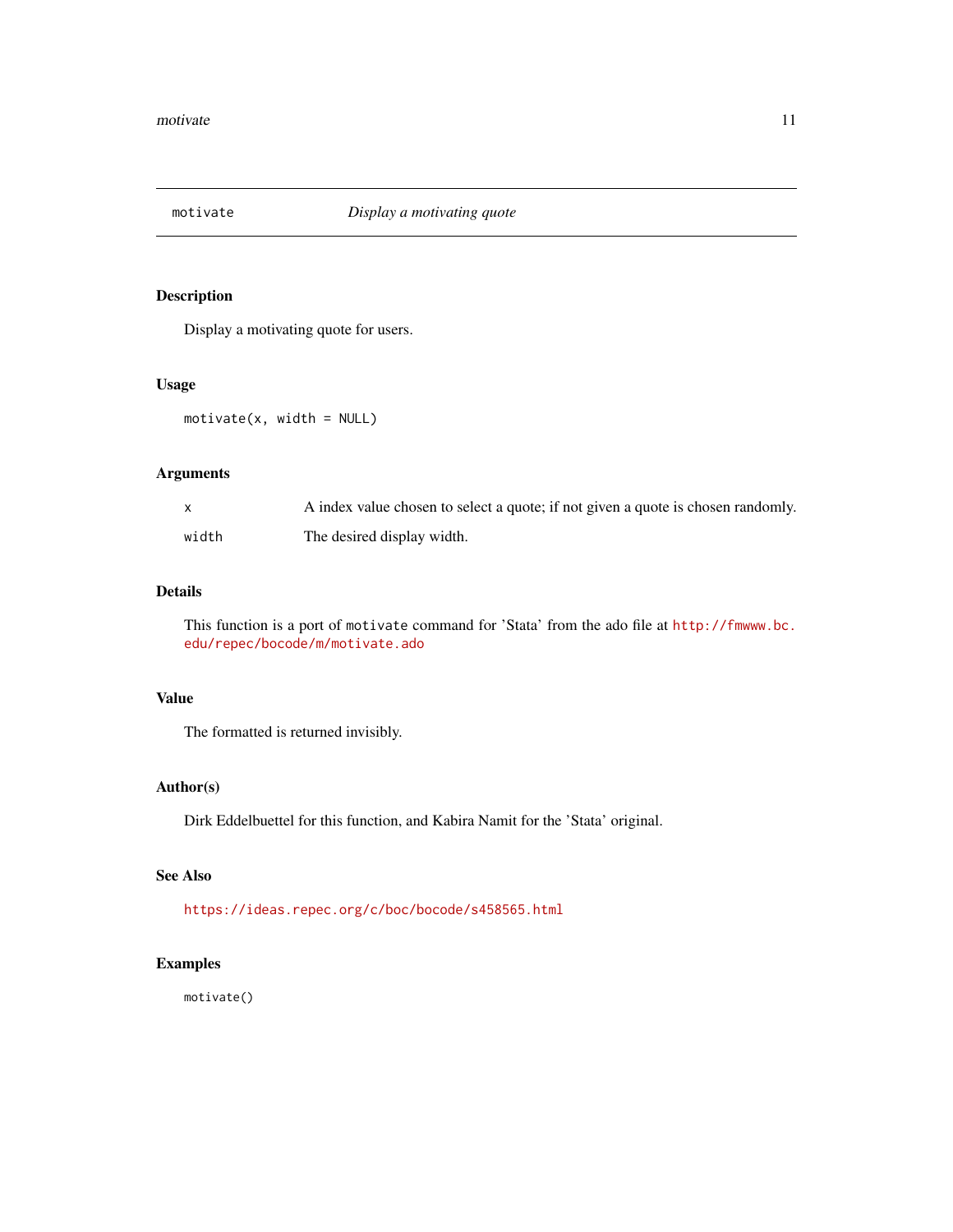## motivate — *Display a motivating quote*

### Description

Display a motivating quote for users.

### Usage

```
motivate(x, width = NULL)
```

### Arguments

| | |
|---|---|
| `x` | A index value chosen to select a quote; if not given a quote is chosen randomly. |
| `width` | The desired display width. |

### Details

This function is a port of `motivate` command for 'Stata' from the ado file at http://fmwww.bc.edu/repec/bocode/m/motivate.ado

### Value

The formatted is returned invisibly.

### Author(s)

Dirk Eddelbuettel for this function, and Kabira Namit for the 'Stata' original.

### See Also

https://ideas.repec.org/c/boc/bocode/s458565.html

### Examples

```
motivate()
```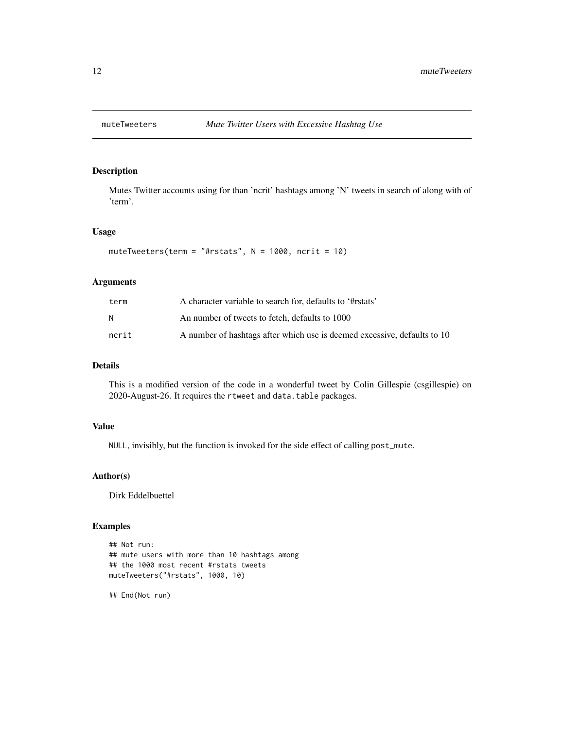muteTweeters *Mute Twitter Users with Excessive Hashtag Use*

## Description

Mutes Twitter accounts using for than 'ncrit' hashtags among 'N' tweets in search of along with of 'term'.

## Usage

```
muteTweeters(term = "#rstats", N = 1000, ncrit = 10)
```

## Arguments

| | |
|---|---|
| term | A character variable to search for, defaults to '#rstats' |
| N | An number of tweets to fetch, defaults to 1000 |
| ncrit | A number of hashtags after which use is deemed excessive, defaults to 10 |

## Details

This is a modified version of the code in a wonderful tweet by Colin Gillespie (csgillespie) on 2020-August-26. It requires the `rtweet` and `data.table` packages.

## Value

`NULL`, invisibly, but the function is invoked for the side effect of calling `post_mute`.

## Author(s)

Dirk Eddelbuettel

## Examples

```
## Not run:
## mute users with more than 10 hashtags among
## the 1000 most recent #rstats tweets
muteTweeters("#rstats", 1000, 10)

## End(Not run)
```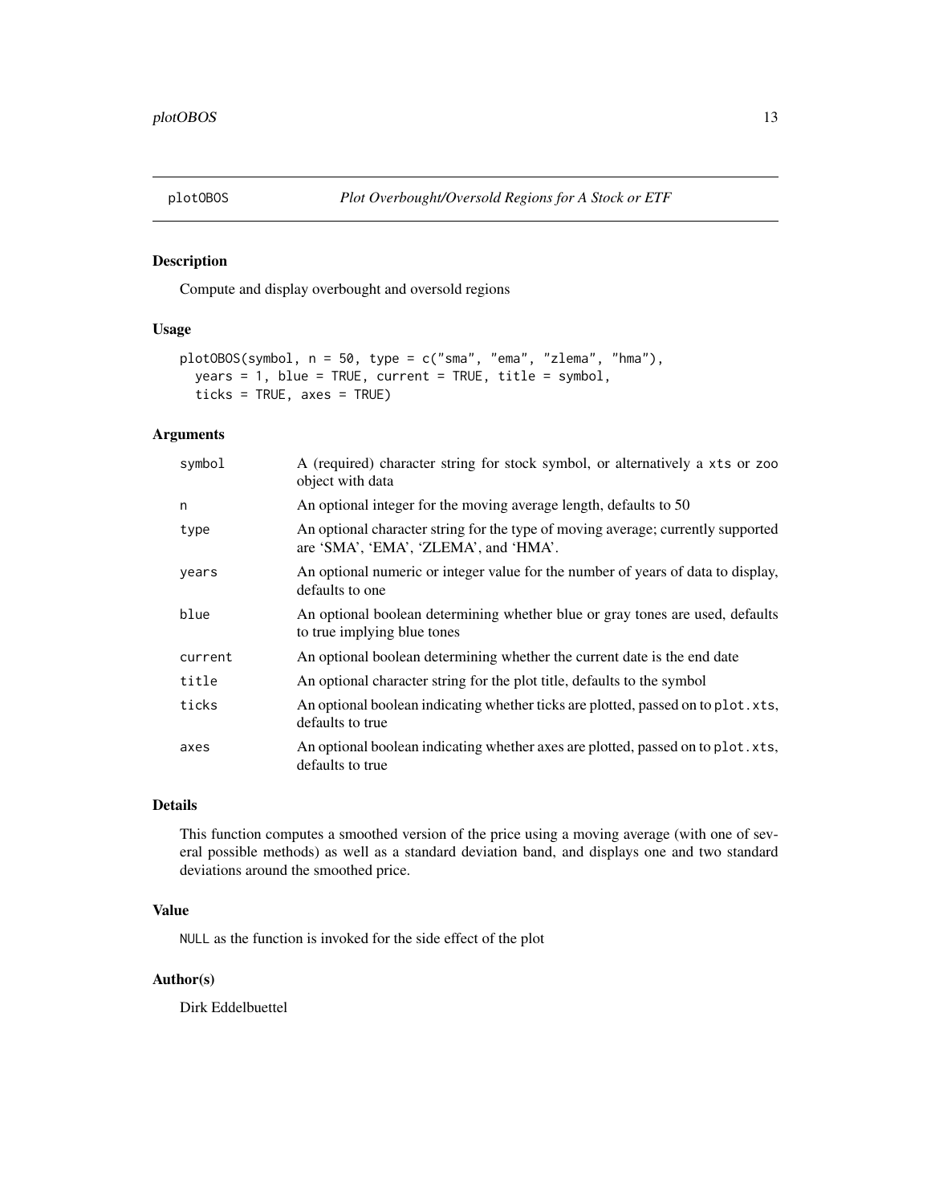# plotOBOS — *Plot Overbought/Oversold Regions for A Stock or ETF*

## Description

Compute and display overbought and oversold regions

## Usage

```
plotOBOS(symbol, n = 50, type = c("sma", "ema", "zlema", "hma"),
  years = 1, blue = TRUE, current = TRUE, title = symbol,
  ticks = TRUE, axes = TRUE)
```

## Arguments

| | |
|---|---|
| `symbol` | A (required) character string for stock symbol, or alternatively a `xts` or `zoo` object with data |
| `n` | An optional integer for the moving average length, defaults to 50 |
| `type` | An optional character string for the type of moving average; currently supported are 'SMA', 'EMA', 'ZLEMA', and 'HMA'. |
| `years` | An optional numeric or integer value for the number of years of data to display, defaults to one |
| `blue` | An optional boolean determining whether blue or gray tones are used, defaults to true implying blue tones |
| `current` | An optional boolean determining whether the current date is the end date |
| `title` | An optional character string for the plot title, defaults to the symbol |
| `ticks` | An optional boolean indicating whether ticks are plotted, passed on to `plot.xts`, defaults to true |
| `axes` | An optional boolean indicating whether axes are plotted, passed on to `plot.xts`, defaults to true |

## Details

This function computes a smoothed version of the price using a moving average (with one of several possible methods) as well as a standard deviation band, and displays one and two standard deviations around the smoothed price.

## Value

`NULL` as the function is invoked for the side effect of the plot

## Author(s)

Dirk Eddelbuettel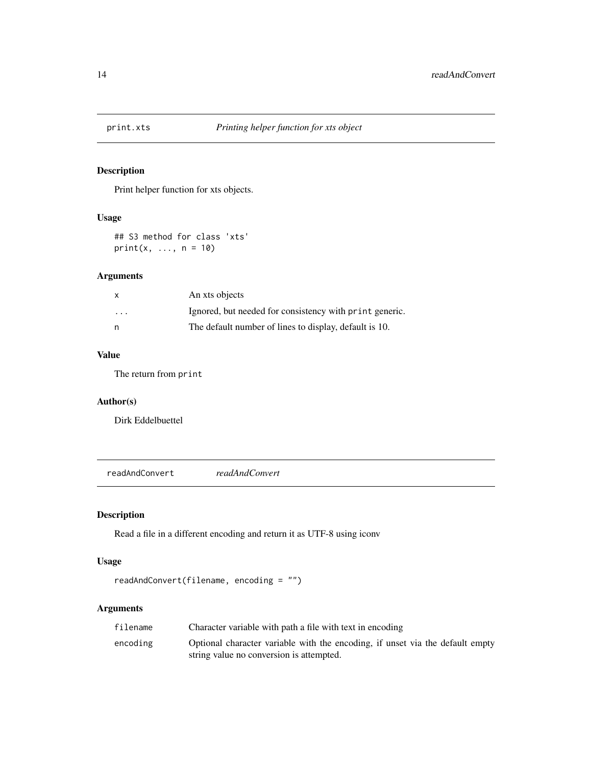## print.xts *Printing helper function for xts object*

### Description

Print helper function for xts objects.

### Usage

```
## S3 method for class 'xts'
print(x, ..., n = 10)
```

### Arguments

| | |
|---|---|
| `x` | An xts objects |
| `...` | Ignored, but needed for consistency with `print` generic. |
| `n` | The default number of lines to display, default is 10. |

### Value

The return from `print`

### Author(s)

Dirk Eddelbuettel

## readAndConvert *readAndConvert*

### Description

Read a file in a different encoding and return it as UTF-8 using iconv

### Usage

```
readAndConvert(filename, encoding = "")
```

### Arguments

| | |
|---|---|
| `filename` | Character variable with path a file with text in encoding |
| `encoding` | Optional character variable with the encoding, if unset via the default empty string value no conversion is attempted. |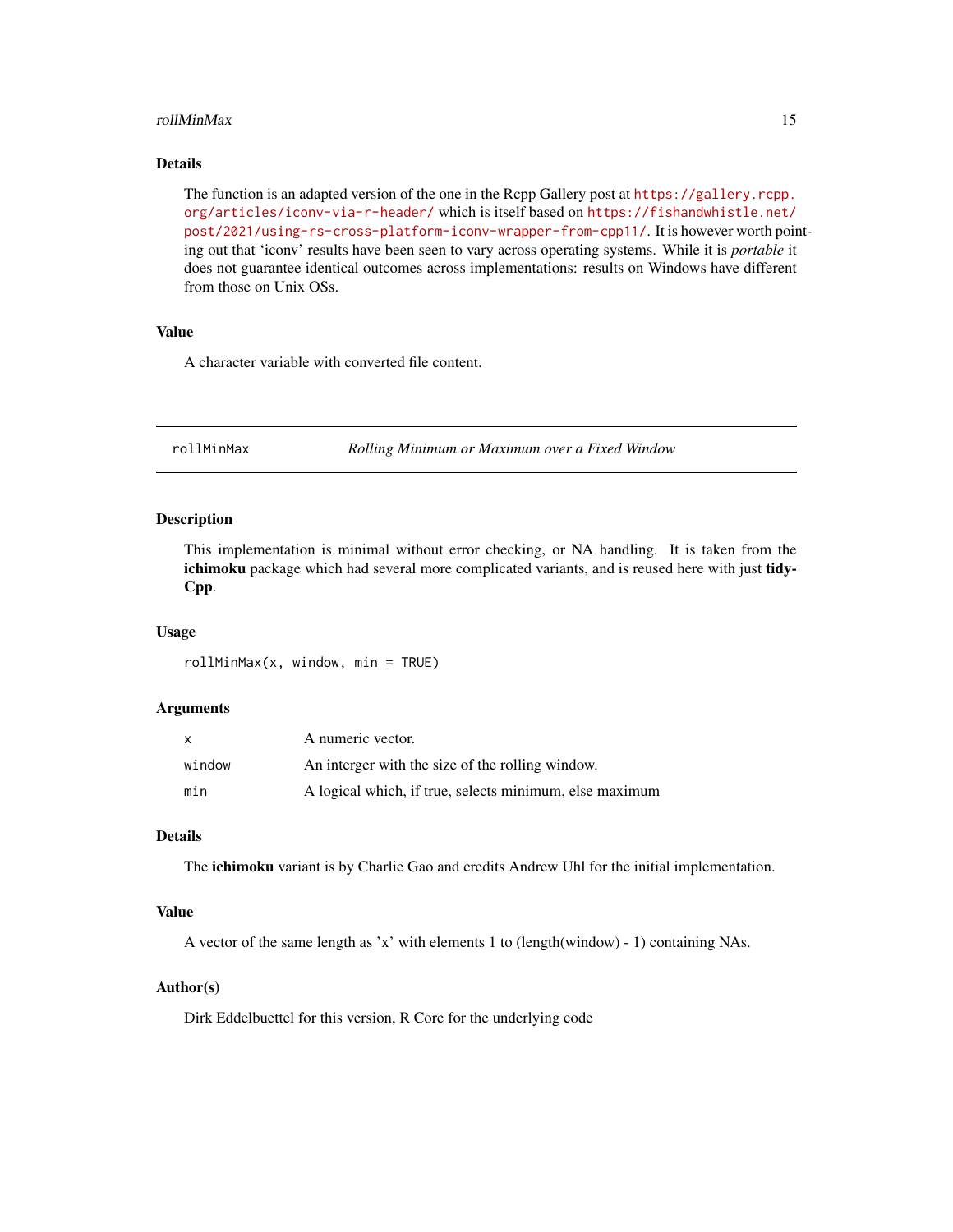### Details

The function is an adapted version of the one in the Rcpp Gallery post at https://gallery.rcpp.org/articles/iconv-via-r-header/ which is itself based on https://fishandwhistle.net/post/2021/using-rs-cross-platform-iconv-wrapper-from-cpp11/. It is however worth pointing out that 'iconv' results have been seen to vary across operating systems. While it is *portable* it does not guarantee identical outcomes across implementations: results on Windows have different from those on Unix OSs.

### Value

A character variable with converted file content.

---

## rollMinMax — *Rolling Minimum or Maximum over a Fixed Window*

---

### Description

This implementation is minimal without error checking, or NA handling. It is taken from the **ichimoku** package which had several more complicated variants, and is reused here with just **tidyCpp**.

### Usage

```
rollMinMax(x, window, min = TRUE)
```

### Arguments

| | |
|---|---|
| `x` | A numeric vector. |
| `window` | An interger with the size of the rolling window. |
| `min` | A logical which, if true, selects minimum, else maximum |

### Details

The **ichimoku** variant is by Charlie Gao and credits Andrew Uhl for the initial implementation.

### Value

A vector of the same length as 'x' with elements 1 to (length(window) - 1) containing NAs.

### Author(s)

Dirk Eddelbuettel for this version, R Core for the underlying code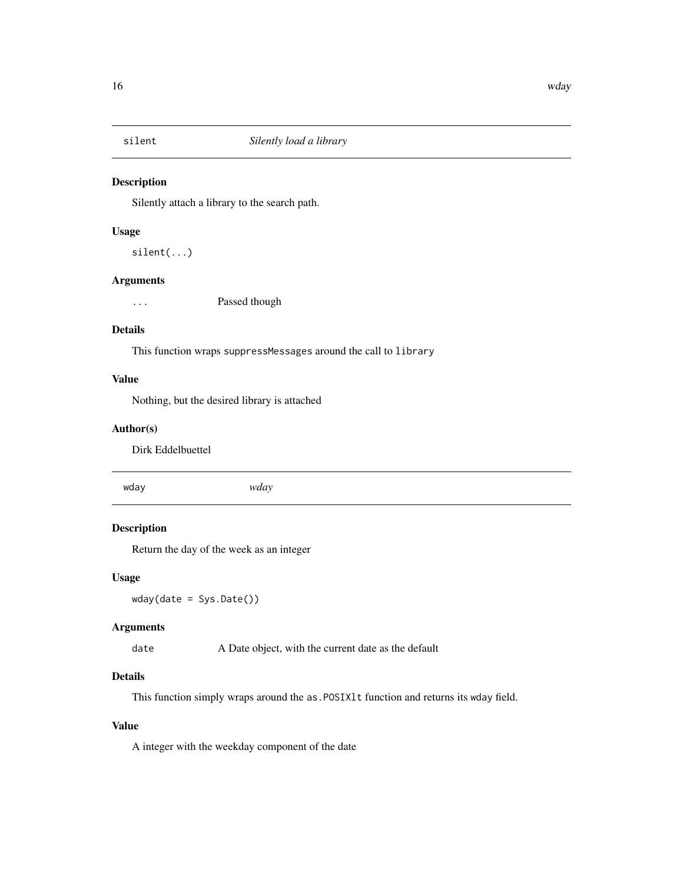## silent — *Silently load a library*

### Description

Silently attach a library to the search path.

### Usage

```
silent(...)
```

### Arguments

| | |
|---|---|
| `...` | Passed though |

### Details

This function wraps `suppressMessages` around the call to `library`

### Value

Nothing, but the desired library is attached

### Author(s)

Dirk Eddelbuettel

## wday — *wday*

### Description

Return the day of the week as an integer

### Usage

```
wday(date = Sys.Date())
```

### Arguments

| | |
|---|---|
| `date` | A Date object, with the current date as the default |

### Details

This function simply wraps around the `as.POSIXlt` function and returns its `wday` field.

### Value

A integer with the weekday component of the date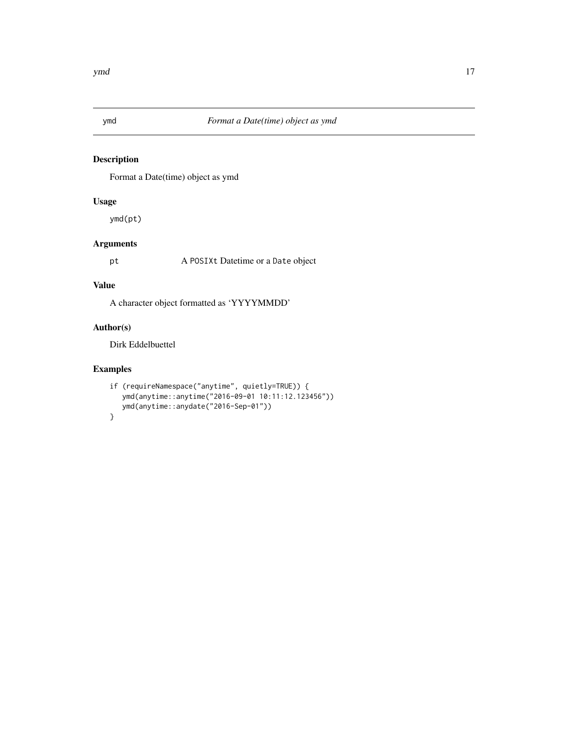## ymd — *Format a Date(time) object as ymd*

### Description

Format a Date(time) object as ymd

### Usage

```
ymd(pt)
```

### Arguments

| | |
|---|---|
| `pt` | A `POSIXt` Datetime or a `Date` object |

### Value

A character object formatted as 'YYYYMMDD'

### Author(s)

Dirk Eddelbuettel

### Examples

```
if (requireNamespace("anytime", quietly=TRUE)) {
   ymd(anytime::anytime("2016-09-01 10:11:12.123456"))
   ymd(anytime::anydate("2016-Sep-01"))
}
```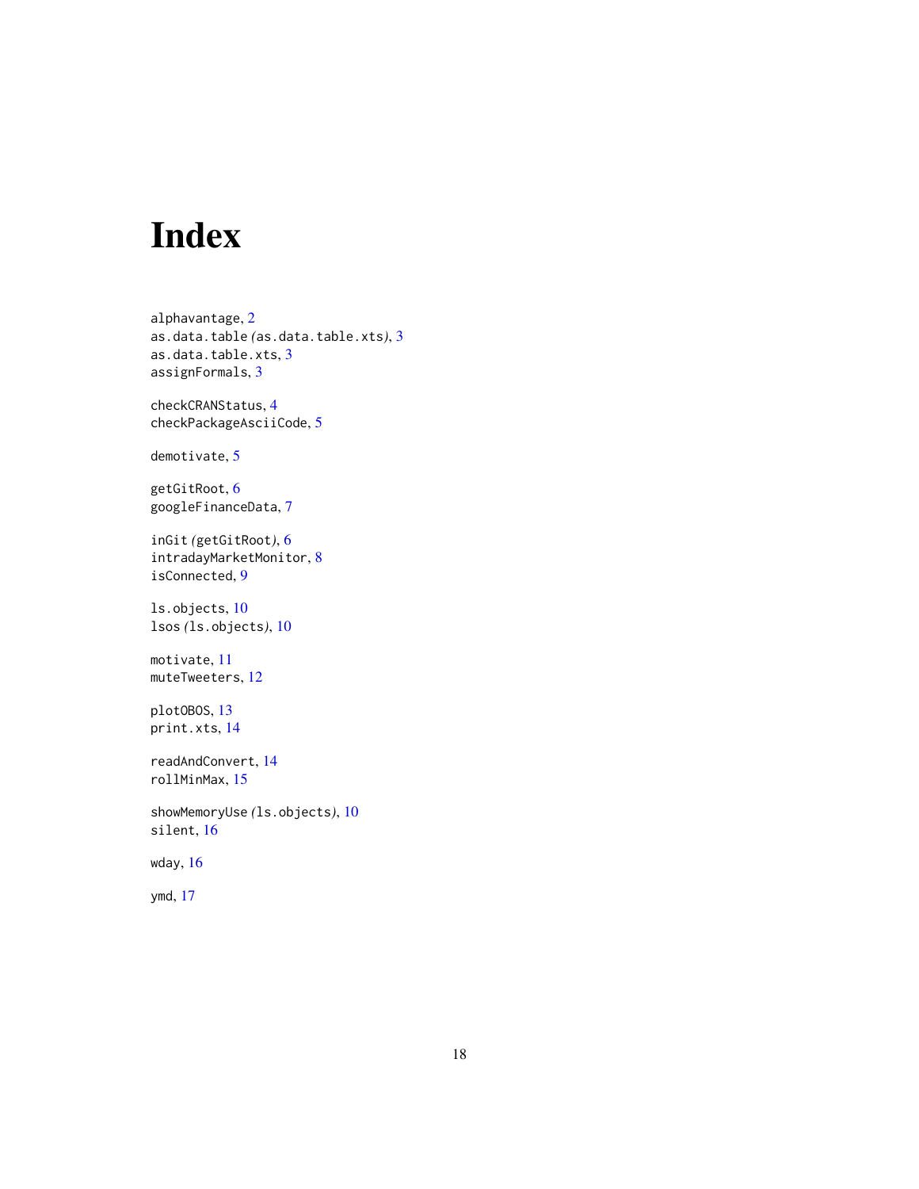# Index

alphavantage, 2
as.data.table (as.data.table.xts), 3
as.data.table.xts, 3
assignFormals, 3

checkCRANStatus, 4
checkPackageAsciiCode, 5

demotivate, 5

getGitRoot, 6
googleFinanceData, 7

inGit (getGitRoot), 6
intradayMarketMonitor, 8
isConnected, 9

ls.objects, 10
lsos (ls.objects), 10

motivate, 11
muteTweeters, 12

plotOBOS, 13
print.xts, 14

readAndConvert, 14
rollMinMax, 15

showMemoryUse (ls.objects), 10
silent, 16

wday, 16

ymd, 17